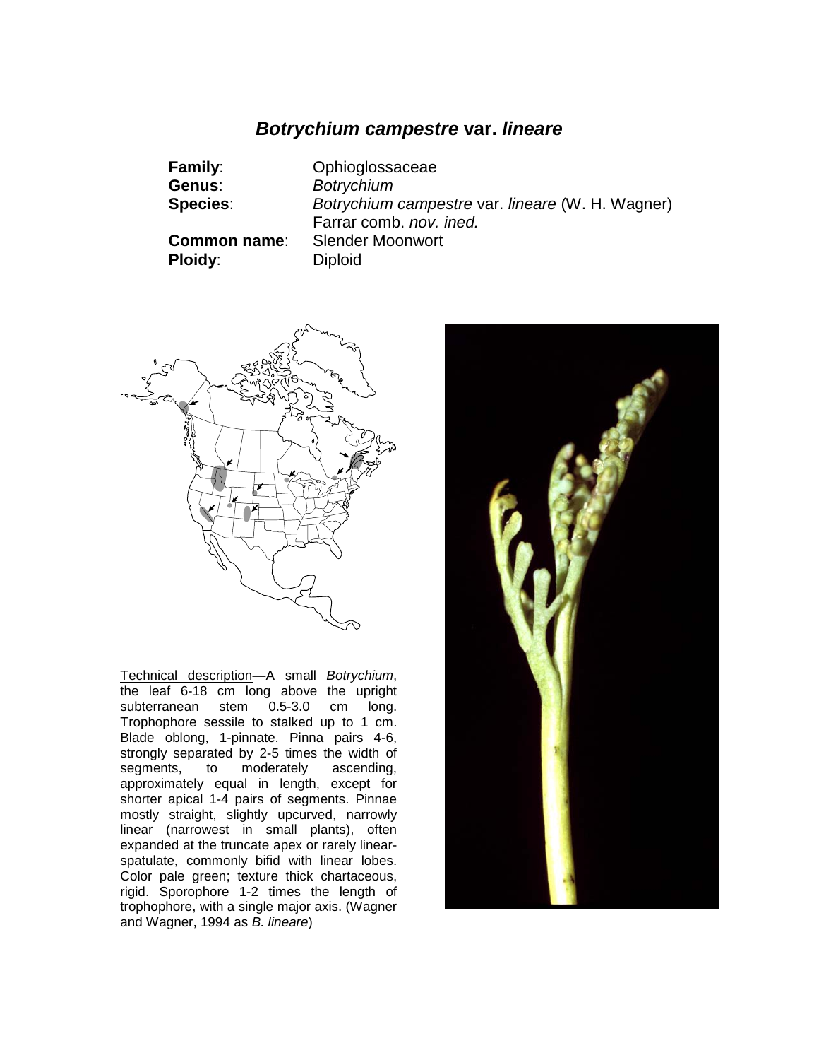# *Botrychium campestre* var. *lineare*

**Family**: Ophioglossaceae
**Genus**: *Botrychium*
**Species**: *Botrychium campestre* var. *lineare* (W. H. Wagner) Farrar comb. *nov. ined.*
**Common name**: Slender Moonwort
**Ploidy**: Diploid

Technical description—A small *Botrychium*, the leaf 6-18 cm long above the upright subterranean stem 0.5-3.0 cm long. Trophophore sessile to stalked up to 1 cm. Blade oblong, 1-pinnate. Pinna pairs 4-6, strongly separated by 2-5 times the width of segments, to moderately ascending, approximately equal in length, except for shorter apical 1-4 pairs of segments. Pinnae mostly straight, slightly upcurved, narrowly linear (narrowest in small plants), often expanded at the truncate apex or rarely linear-spatulate, commonly bifid with linear lobes. Color pale green; texture thick chartaceous, rigid. Sporophore 1-2 times the length of trophophore, with a single major axis. (Wagner and Wagner, 1994 as *B. lineare*)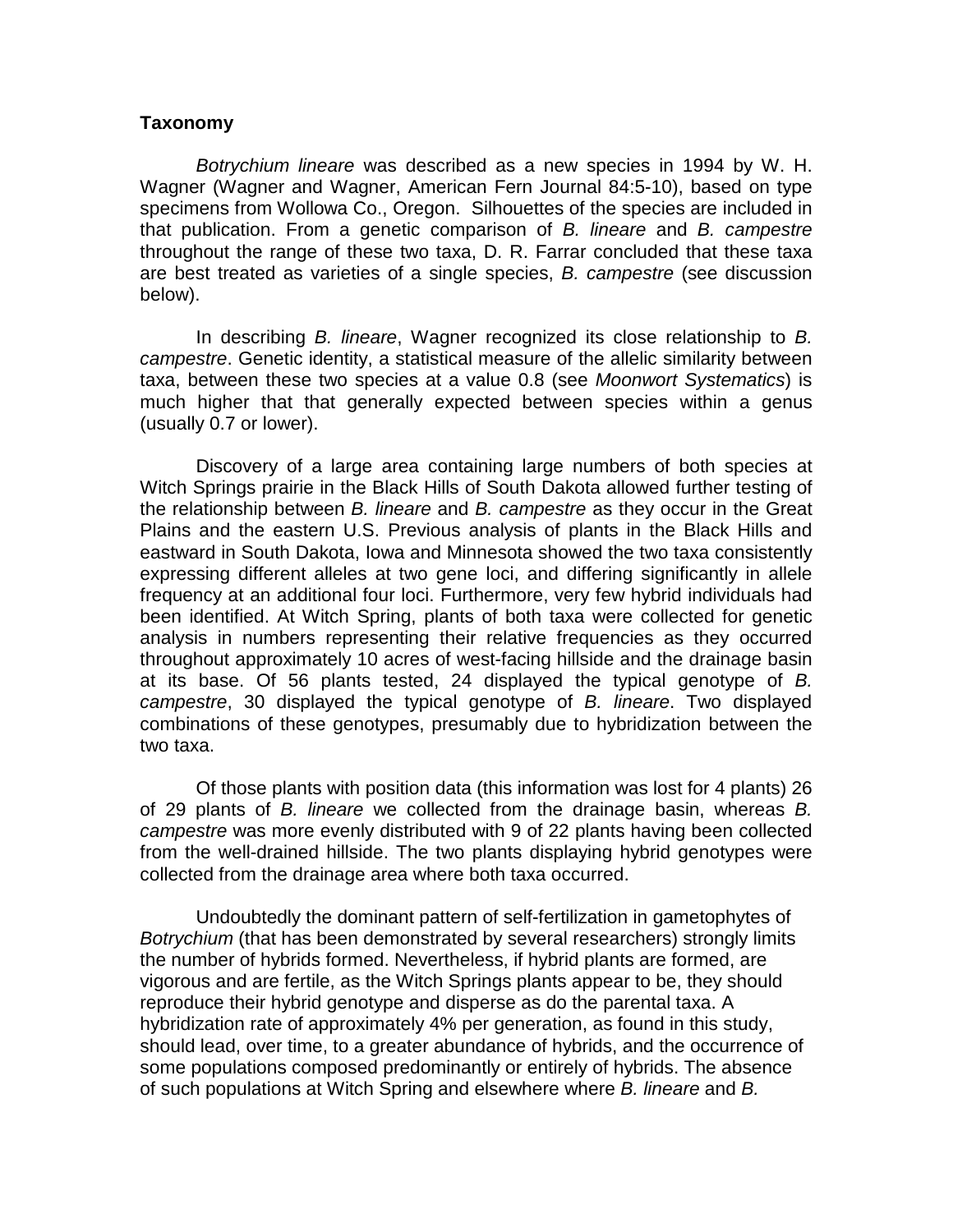## Taxonomy

*Botrychium lineare* was described as a new species in 1994 by W. H. Wagner (Wagner and Wagner, American Fern Journal 84:5-10), based on type specimens from Wollowa Co., Oregon. Silhouettes of the species are included in that publication. From a genetic comparison of *B. lineare* and *B. campestre* throughout the range of these two taxa, D. R. Farrar concluded that these taxa are best treated as varieties of a single species, *B. campestre* (see discussion below).

In describing *B. lineare*, Wagner recognized its close relationship to *B. campestre*. Genetic identity, a statistical measure of the allelic similarity between taxa, between these two species at a value 0.8 (see *Moonwort Systematics*) is much higher that that generally expected between species within a genus (usually 0.7 or lower).

Discovery of a large area containing large numbers of both species at Witch Springs prairie in the Black Hills of South Dakota allowed further testing of the relationship between *B. lineare* and *B. campestre* as they occur in the Great Plains and the eastern U.S. Previous analysis of plants in the Black Hills and eastward in South Dakota, Iowa and Minnesota showed the two taxa consistently expressing different alleles at two gene loci, and differing significantly in allele frequency at an additional four loci. Furthermore, very few hybrid individuals had been identified. At Witch Spring, plants of both taxa were collected for genetic analysis in numbers representing their relative frequencies as they occurred throughout approximately 10 acres of west-facing hillside and the drainage basin at its base. Of 56 plants tested, 24 displayed the typical genotype of *B. campestre*, 30 displayed the typical genotype of *B. lineare*. Two displayed combinations of these genotypes, presumably due to hybridization between the two taxa.

Of those plants with position data (this information was lost for 4 plants) 26 of 29 plants of *B. lineare* we collected from the drainage basin, whereas *B. campestre* was more evenly distributed with 9 of 22 plants having been collected from the well-drained hillside. The two plants displaying hybrid genotypes were collected from the drainage area where both taxa occurred.

Undoubtedly the dominant pattern of self-fertilization in gametophytes of *Botrychium* (that has been demonstrated by several researchers) strongly limits the number of hybrids formed. Nevertheless, if hybrid plants are formed, are vigorous and are fertile, as the Witch Springs plants appear to be, they should reproduce their hybrid genotype and disperse as do the parental taxa. A hybridization rate of approximately 4% per generation, as found in this study, should lead, over time, to a greater abundance of hybrids, and the occurrence of some populations composed predominantly or entirely of hybrids. The absence of such populations at Witch Spring and elsewhere where *B. lineare* and *B.*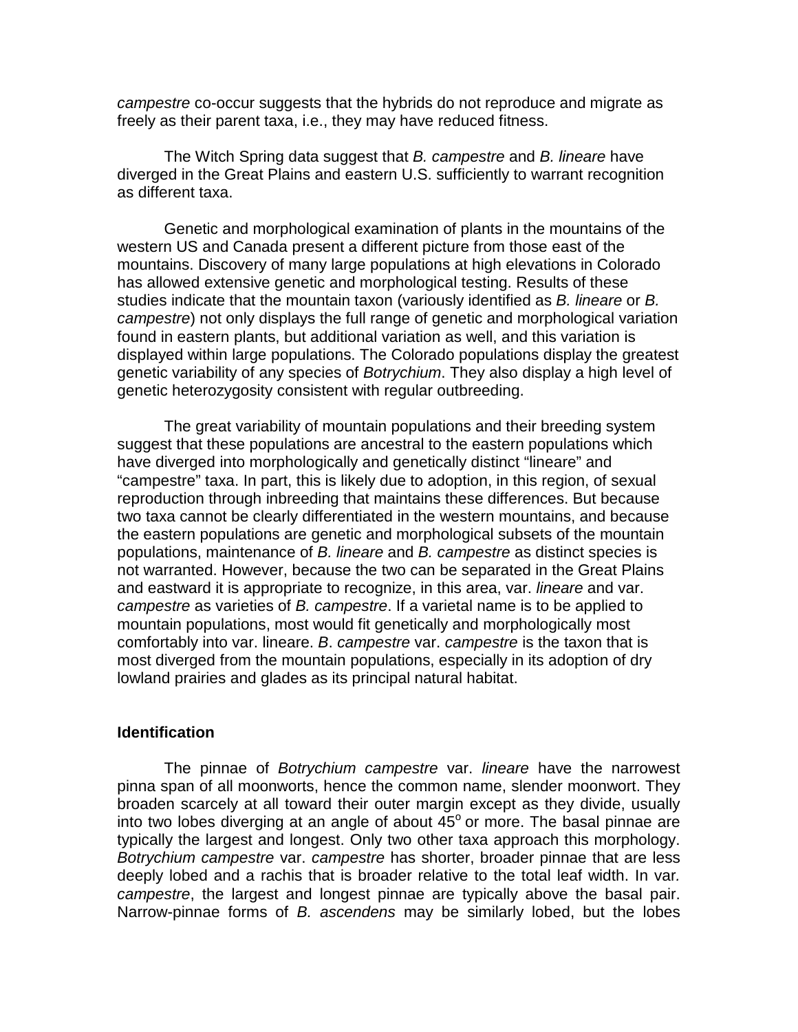*campestre* co-occur suggests that the hybrids do not reproduce and migrate as freely as their parent taxa, i.e., they may have reduced fitness.

The Witch Spring data suggest that *B. campestre* and *B. lineare* have diverged in the Great Plains and eastern U.S. sufficiently to warrant recognition as different taxa.

Genetic and morphological examination of plants in the mountains of the western US and Canada present a different picture from those east of the mountains. Discovery of many large populations at high elevations in Colorado has allowed extensive genetic and morphological testing. Results of these studies indicate that the mountain taxon (variously identified as *B. lineare* or *B. campestre*) not only displays the full range of genetic and morphological variation found in eastern plants, but additional variation as well, and this variation is displayed within large populations. The Colorado populations display the greatest genetic variability of any species of *Botrychium*. They also display a high level of genetic heterozygosity consistent with regular outbreeding.

The great variability of mountain populations and their breeding system suggest that these populations are ancestral to the eastern populations which have diverged into morphologically and genetically distinct "lineare" and "campestre" taxa. In part, this is likely due to adoption, in this region, of sexual reproduction through inbreeding that maintains these differences. But because two taxa cannot be clearly differentiated in the western mountains, and because the eastern populations are genetic and morphological subsets of the mountain populations, maintenance of *B. lineare* and *B. campestre* as distinct species is not warranted. However, because the two can be separated in the Great Plains and eastward it is appropriate to recognize, in this area, var. *lineare* and var. *campestre* as varieties of *B. campestre*. If a varietal name is to be applied to mountain populations, most would fit genetically and morphologically most comfortably into var. lineare. *B*. *campestre* var. *campestre* is the taxon that is most diverged from the mountain populations, especially in its adoption of dry lowland prairies and glades as its principal natural habitat.

**Identification**

The pinnae of *Botrychium campestre* var. *lineare* have the narrowest pinna span of all moonworts, hence the common name, slender moonwort. They broaden scarcely at all toward their outer margin except as they divide, usually into two lobes diverging at an angle of about $45^{o}$ or more. The basal pinnae are typically the largest and longest. Only two other taxa approach this morphology. *Botrychium campestre* var. *campestre* has shorter, broader pinnae that are less deeply lobed and a rachis that is broader relative to the total leaf width. In var. *campestre*, the largest and longest pinnae are typically above the basal pair. Narrow-pinnae forms of *B. ascendens* may be similarly lobed, but the lobes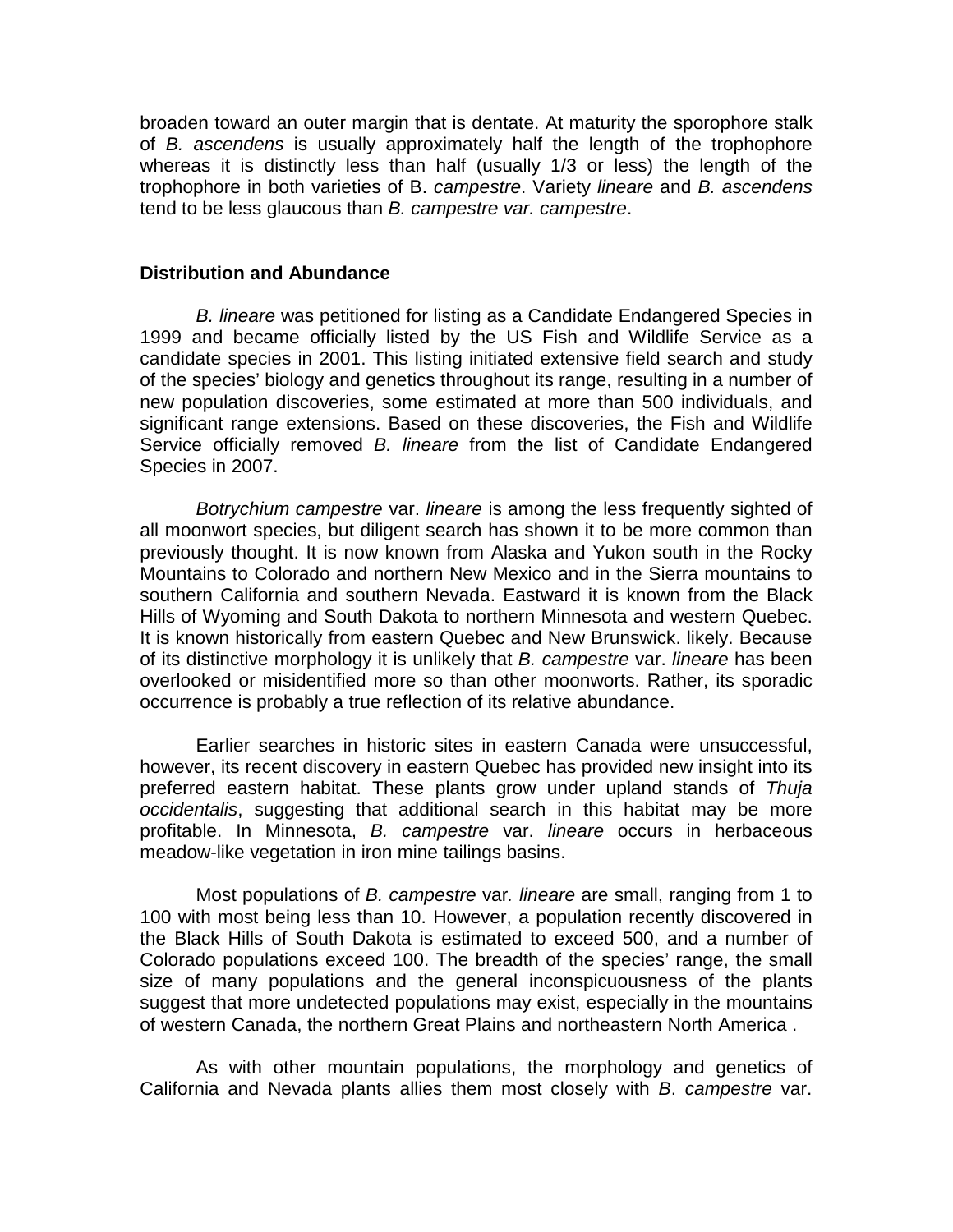broaden toward an outer margin that is dentate. At maturity the sporophore stalk of *B. ascendens* is usually approximately half the length of the trophophore whereas it is distinctly less than half (usually 1/3 or less) the length of the trophophore in both varieties of B. *campestre*. Variety *lineare* and *B. ascendens* tend to be less glaucous than *B. campestre var. campestre*.

## Distribution and Abundance

*B. lineare* was petitioned for listing as a Candidate Endangered Species in 1999 and became officially listed by the US Fish and Wildlife Service as a candidate species in 2001. This listing initiated extensive field search and study of the species' biology and genetics throughout its range, resulting in a number of new population discoveries, some estimated at more than 500 individuals, and significant range extensions. Based on these discoveries, the Fish and Wildlife Service officially removed *B. lineare* from the list of Candidate Endangered Species in 2007.

*Botrychium campestre* var. *lineare* is among the less frequently sighted of all moonwort species, but diligent search has shown it to be more common than previously thought. It is now known from Alaska and Yukon south in the Rocky Mountains to Colorado and northern New Mexico and in the Sierra mountains to southern California and southern Nevada. Eastward it is known from the Black Hills of Wyoming and South Dakota to northern Minnesota and western Quebec. It is known historically from eastern Quebec and New Brunswick. likely. Because of its distinctive morphology it is unlikely that *B. campestre* var. *lineare* has been overlooked or misidentified more so than other moonworts. Rather, its sporadic occurrence is probably a true reflection of its relative abundance.

Earlier searches in historic sites in eastern Canada were unsuccessful, however, its recent discovery in eastern Quebec has provided new insight into its preferred eastern habitat. These plants grow under upland stands of *Thuja occidentalis*, suggesting that additional search in this habitat may be more profitable. In Minnesota, *B. campestre* var. *lineare* occurs in herbaceous meadow-like vegetation in iron mine tailings basins.

Most populations of *B. campestre* var*. lineare* are small, ranging from 1 to 100 with most being less than 10. However, a population recently discovered in the Black Hills of South Dakota is estimated to exceed 500, and a number of Colorado populations exceed 100. The breadth of the species' range, the small size of many populations and the general inconspicuousness of the plants suggest that more undetected populations may exist, especially in the mountains of western Canada, the northern Great Plains and northeastern North America .

As with other mountain populations, the morphology and genetics of California and Nevada plants allies them most closely with *B*. *campestre* var.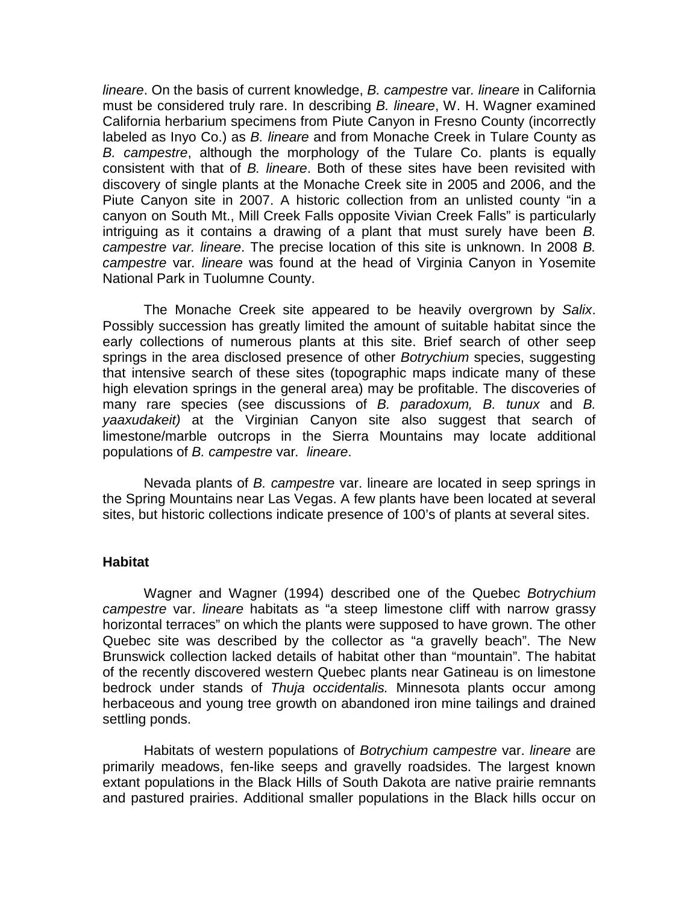*lineare*. On the basis of current knowledge, *B. campestre* var*. lineare* in California must be considered truly rare. In describing *B. lineare*, W. H. Wagner examined California herbarium specimens from Piute Canyon in Fresno County (incorrectly labeled as Inyo Co.) as *B. lineare* and from Monache Creek in Tulare County as *B. campestre*, although the morphology of the Tulare Co. plants is equally consistent with that of *B. lineare*. Both of these sites have been revisited with discovery of single plants at the Monache Creek site in 2005 and 2006, and the Piute Canyon site in 2007. A historic collection from an unlisted county "in a canyon on South Mt., Mill Creek Falls opposite Vivian Creek Falls" is particularly intriguing as it contains a drawing of a plant that must surely have been *B. campestre var. lineare*. The precise location of this site is unknown. In 2008 *B. campestre* var*. lineare* was found at the head of Virginia Canyon in Yosemite National Park in Tuolumne County.

The Monache Creek site appeared to be heavily overgrown by *Salix*. Possibly succession has greatly limited the amount of suitable habitat since the early collections of numerous plants at this site. Brief search of other seep springs in the area disclosed presence of other *Botrychium* species, suggesting that intensive search of these sites (topographic maps indicate many of these high elevation springs in the general area) may be profitable. The discoveries of many rare species (see discussions of *B. paradoxum, B. tunux* and *B. yaaxudakeit)* at the Virginian Canyon site also suggest that search of limestone/marble outcrops in the Sierra Mountains may locate additional populations of *B. campestre* var*. lineare*.

Nevada plants of *B. campestre* var. lineare are located in seep springs in the Spring Mountains near Las Vegas. A few plants have been located at several sites, but historic collections indicate presence of 100's of plants at several sites.

### Habitat

Wagner and Wagner (1994) described one of the Quebec *Botrychium campestre* var. *lineare* habitats as "a steep limestone cliff with narrow grassy horizontal terraces" on which the plants were supposed to have grown. The other Quebec site was described by the collector as "a gravelly beach". The New Brunswick collection lacked details of habitat other than "mountain". The habitat of the recently discovered western Quebec plants near Gatineau is on limestone bedrock under stands of *Thuja occidentalis.* Minnesota plants occur among herbaceous and young tree growth on abandoned iron mine tailings and drained settling ponds.

Habitats of western populations of *Botrychium campestre* var. *lineare* are primarily meadows, fen-like seeps and gravelly roadsides. The largest known extant populations in the Black Hills of South Dakota are native prairie remnants and pastured prairies. Additional smaller populations in the Black hills occur on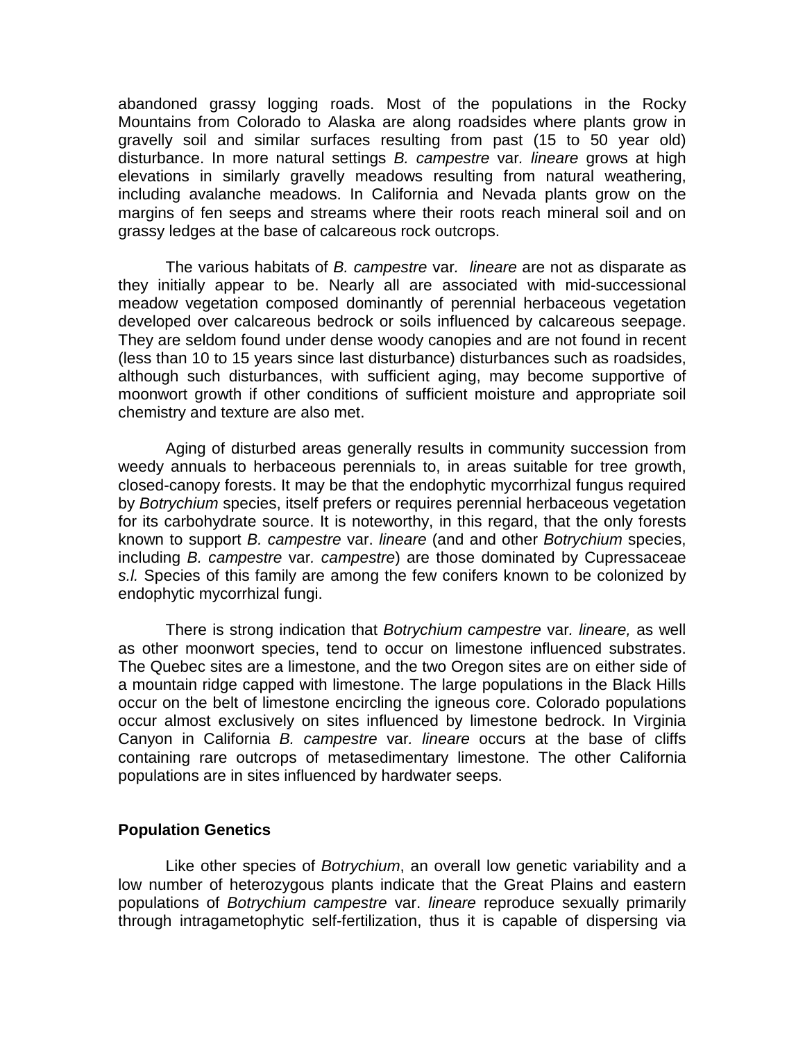abandoned grassy logging roads. Most of the populations in the Rocky Mountains from Colorado to Alaska are along roadsides where plants grow in gravelly soil and similar surfaces resulting from past (15 to 50 year old) disturbance. In more natural settings *B. campestre* var. *lineare* grows at high elevations in similarly gravelly meadows resulting from natural weathering, including avalanche meadows. In California and Nevada plants grow on the margins of fen seeps and streams where their roots reach mineral soil and on grassy ledges at the base of calcareous rock outcrops.

The various habitats of *B. campestre* var. *lineare* are not as disparate as they initially appear to be. Nearly all are associated with mid-successional meadow vegetation composed dominantly of perennial herbaceous vegetation developed over calcareous bedrock or soils influenced by calcareous seepage. They are seldom found under dense woody canopies and are not found in recent (less than 10 to 15 years since last disturbance) disturbances such as roadsides, although such disturbances, with sufficient aging, may become supportive of moonwort growth if other conditions of sufficient moisture and appropriate soil chemistry and texture are also met.

Aging of disturbed areas generally results in community succession from weedy annuals to herbaceous perennials to, in areas suitable for tree growth, closed-canopy forests. It may be that the endophytic mycorrhizal fungus required by *Botrychium* species, itself prefers or requires perennial herbaceous vegetation for its carbohydrate source. It is noteworthy, in this regard, that the only forests known to support *B. campestre* var. *lineare* (and and other *Botrychium* species, including *B. campestre* var. *campestre*) are those dominated by Cupressaceae *s.l.* Species of this family are among the few conifers known to be colonized by endophytic mycorrhizal fungi.

There is strong indication that *Botrychium campestre* var. *lineare,* as well as other moonwort species, tend to occur on limestone influenced substrates. The Quebec sites are a limestone, and the two Oregon sites are on either side of a mountain ridge capped with limestone. The large populations in the Black Hills occur on the belt of limestone encircling the igneous core. Colorado populations occur almost exclusively on sites influenced by limestone bedrock. In Virginia Canyon in California *B. campestre* var. *lineare* occurs at the base of cliffs containing rare outcrops of metasedimentary limestone. The other California populations are in sites influenced by hardwater seeps.

## Population Genetics

Like other species of *Botrychium*, an overall low genetic variability and a low number of heterozygous plants indicate that the Great Plains and eastern populations of *Botrychium campestre* var. *lineare* reproduce sexually primarily through intragametophytic self-fertilization, thus it is capable of dispersing via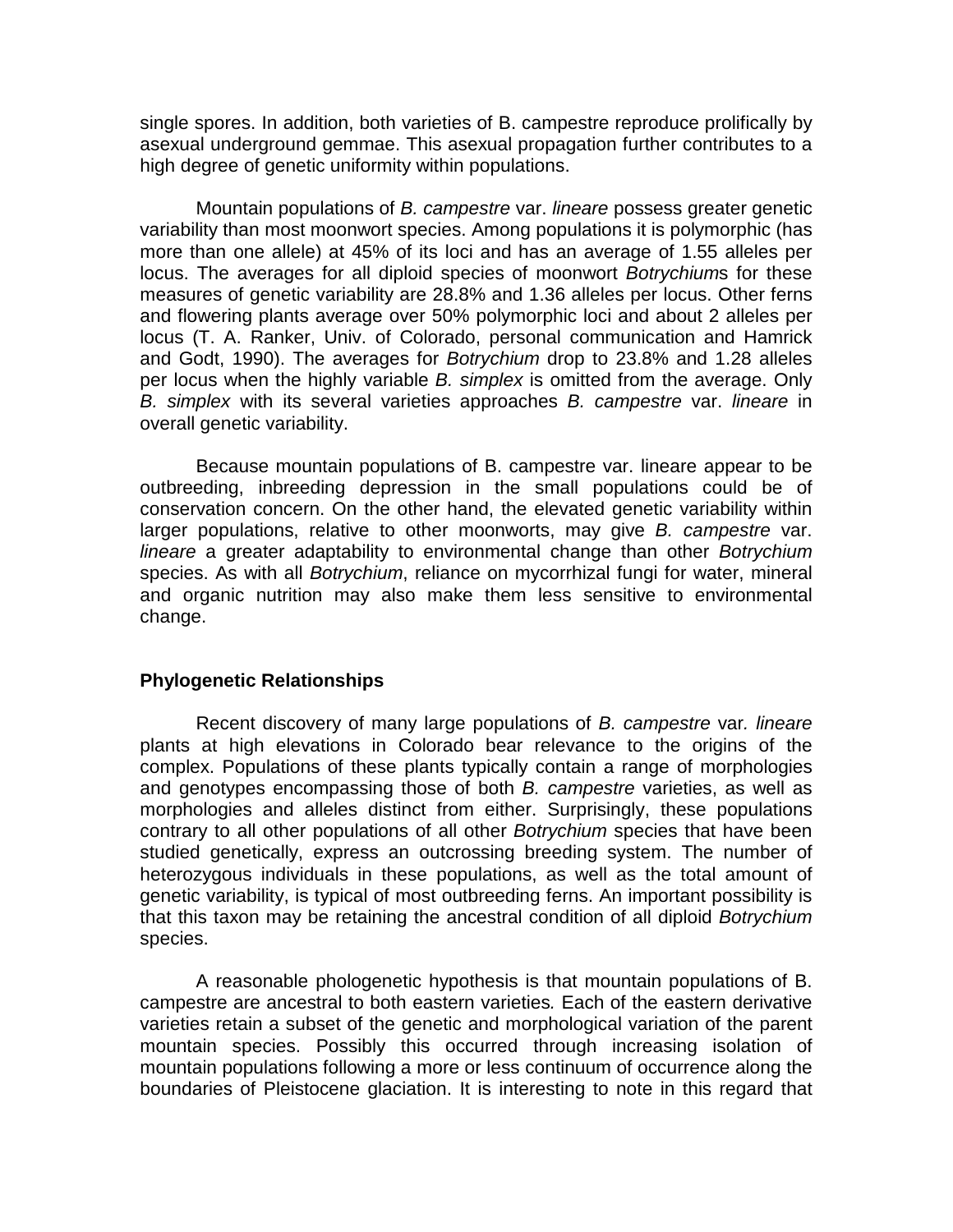single spores. In addition, both varieties of B. campestre reproduce prolifically by asexual underground gemmae. This asexual propagation further contributes to a high degree of genetic uniformity within populations.

Mountain populations of *B. campestre* var. *lineare* possess greater genetic variability than most moonwort species. Among populations it is polymorphic (has more than one allele) at 45% of its loci and has an average of 1.55 alleles per locus. The averages for all diploid species of moonwort *Botrychium*s for these measures of genetic variability are 28.8% and 1.36 alleles per locus. Other ferns and flowering plants average over 50% polymorphic loci and about 2 alleles per locus (T. A. Ranker, Univ. of Colorado, personal communication and Hamrick and Godt, 1990). The averages for *Botrychium* drop to 23.8% and 1.28 alleles per locus when the highly variable *B. simplex* is omitted from the average. Only *B. simplex* with its several varieties approaches *B. campestre* var. *lineare* in overall genetic variability.

Because mountain populations of B. campestre var. lineare appear to be outbreeding, inbreeding depression in the small populations could be of conservation concern. On the other hand, the elevated genetic variability within larger populations, relative to other moonworts, may give *B. campestre* var. *lineare* a greater adaptability to environmental change than other *Botrychium* species. As with all *Botrychium*, reliance on mycorrhizal fungi for water, mineral and organic nutrition may also make them less sensitive to environmental change.

### Phylogenetic Relationships

Recent discovery of many large populations of *B. campestre* var*. lineare* plants at high elevations in Colorado bear relevance to the origins of the complex. Populations of these plants typically contain a range of morphologies and genotypes encompassing those of both *B. campestre* varieties, as well as morphologies and alleles distinct from either. Surprisingly, these populations contrary to all other populations of all other *Botrychium* species that have been studied genetically, express an outcrossing breeding system. The number of heterozygous individuals in these populations, as well as the total amount of genetic variability, is typical of most outbreeding ferns. An important possibility is that this taxon may be retaining the ancestral condition of all diploid *Botrychium* species.

A reasonable phologenetic hypothesis is that mountain populations of B. campestre are ancestral to both eastern varieties*.* Each of the eastern derivative varieties retain a subset of the genetic and morphological variation of the parent mountain species. Possibly this occurred through increasing isolation of mountain populations following a more or less continuum of occurrence along the boundaries of Pleistocene glaciation. It is interesting to note in this regard that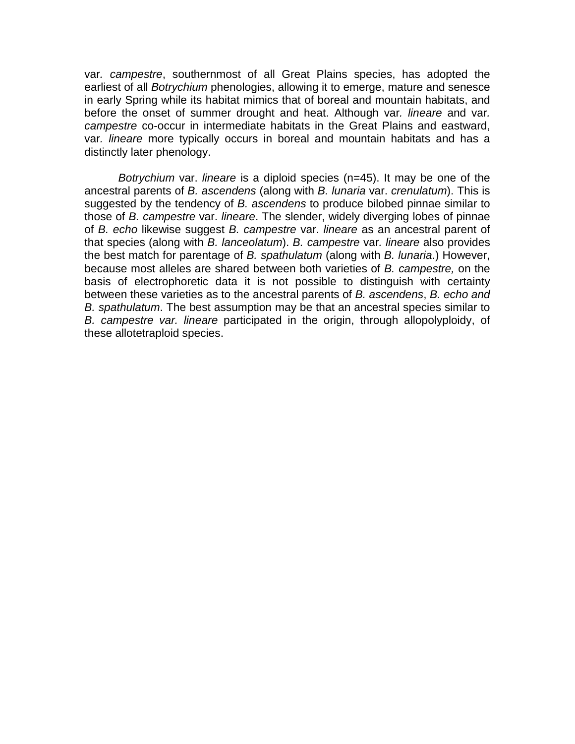var*. campestre*, southernmost of all Great Plains species, has adopted the earliest of all *Botrychium* phenologies, allowing it to emerge, mature and senesce in early Spring while its habitat mimics that of boreal and mountain habitats, and before the onset of summer drought and heat. Although var*. lineare* and var*. campestre* co-occur in intermediate habitats in the Great Plains and eastward, var*. lineare* more typically occurs in boreal and mountain habitats and has a distinctly later phenology.

*Botrychium* var. *lineare* is a diploid species (n=45). It may be one of the ancestral parents of *B. ascendens* (along with *B. lunaria* var. *crenulatum*). This is suggested by the tendency of *B. ascendens* to produce bilobed pinnae similar to those of *B. campestre* var. *lineare*. The slender, widely diverging lobes of pinnae of *B. echo* likewise suggest *B. campestre* var. *lineare* as an ancestral parent of that species (along with *B. lanceolatum*). *B. campestre* var*. lineare* also provides the best match for parentage of *B. spathulatum* (along with *B. lunaria*.) However, because most alleles are shared between both varieties of *B. campestre,* on the basis of electrophoretic data it is not possible to distinguish with certainty between these varieties as to the ancestral parents of *B. ascendens*, *B. echo and B. spathulatum*. The best assumption may be that an ancestral species similar to *B. campestre var. lineare* participated in the origin, through allopolyploidy, of these allotetraploid species.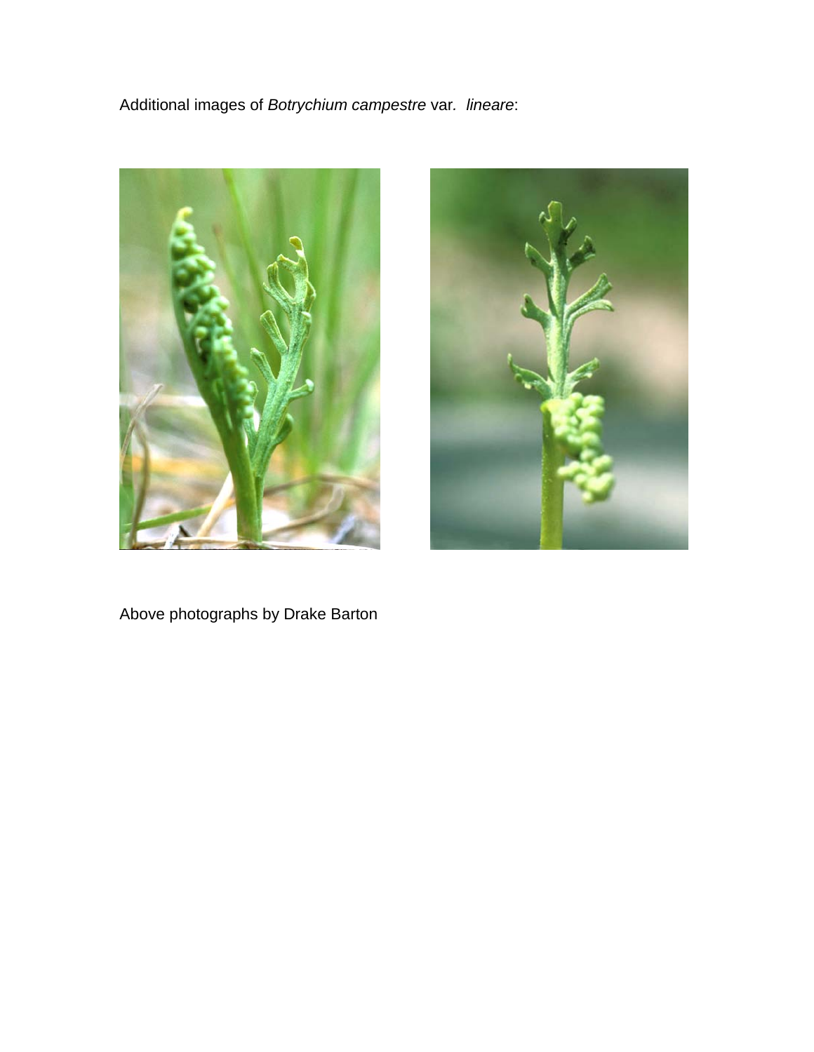Additional images of *Botrychium campestre* var. *lineare*:

Above photographs by Drake Barton